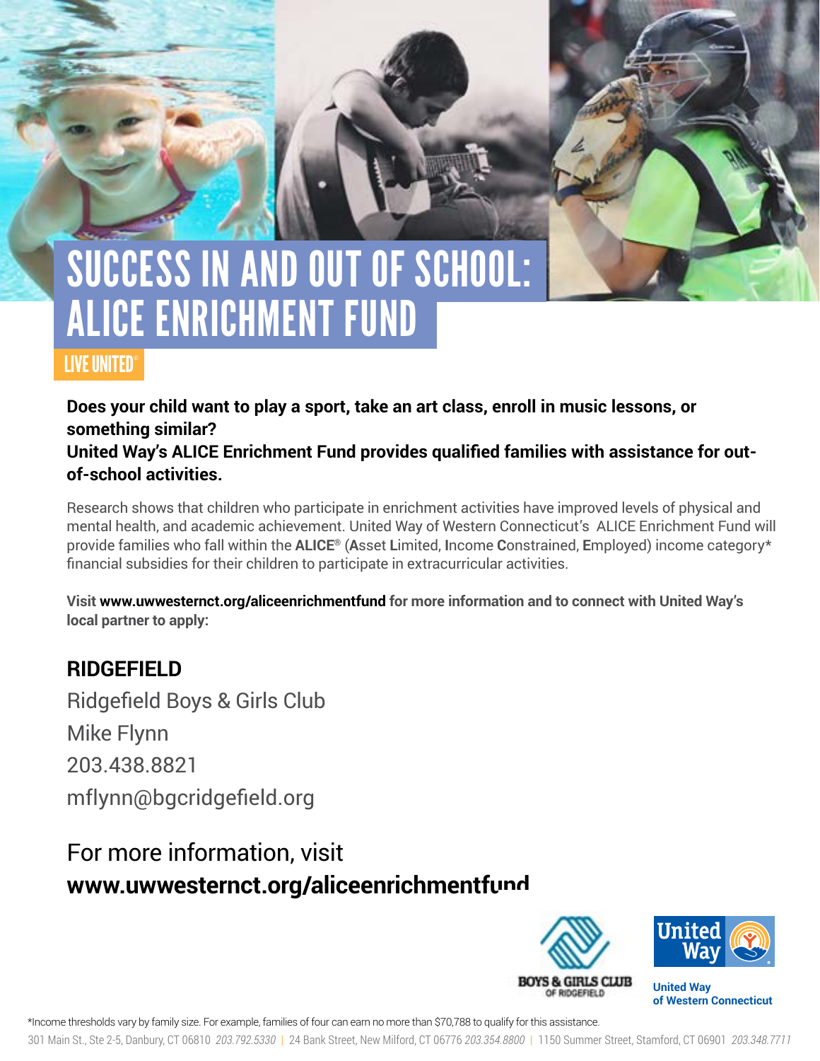# SUCCESS IN AND OUT OF SCHOOL: ALICE ENRICHMENT FUND

LIVE UNITED®

**Does your child want to play a sport, take an art class, enroll in music lessons, or something similar?**
**United Way's ALICE Enrichment Fund provides qualified families with assistance for out-of-school activities.**

Research shows that children who participate in enrichment activities have improved levels of physical and mental health, and academic achievement. United Way of Western Connecticut's ALICE Enrichment Fund will provide families who fall within the **ALICE®** (**A**sset **L**imited, **I**ncome **C**onstrained, **E**mployed) income category* financial subsidies for their children to participate in extracurricular activities.

**Visit www.uwwesternct.org/aliceenrichmentfund for more information and to connect with United Way's local partner to apply:**

## RIDGEFIELD

Ridgefield Boys & Girls Club

Mike Flynn

203.438.8821

mflynn@bgcridgefield.org

For more information, visit
**www.uwwesternct.org/aliceenrichmentfund**

BOYS & GIRLS CLUB OF RIDGEFIELD

United Way of Western Connecticut

*Income thresholds vary by family size. For example, families of four can earn no more than $70,788 to qualify for this assistance.

301 Main St., Ste 2-5, Danbury, CT 06810 *203.792.5330* | 24 Bank Street, New Milford, CT 06776 *203.354.8800* | 1150 Summer Street, Stamford, CT 06901 *203.348.7711*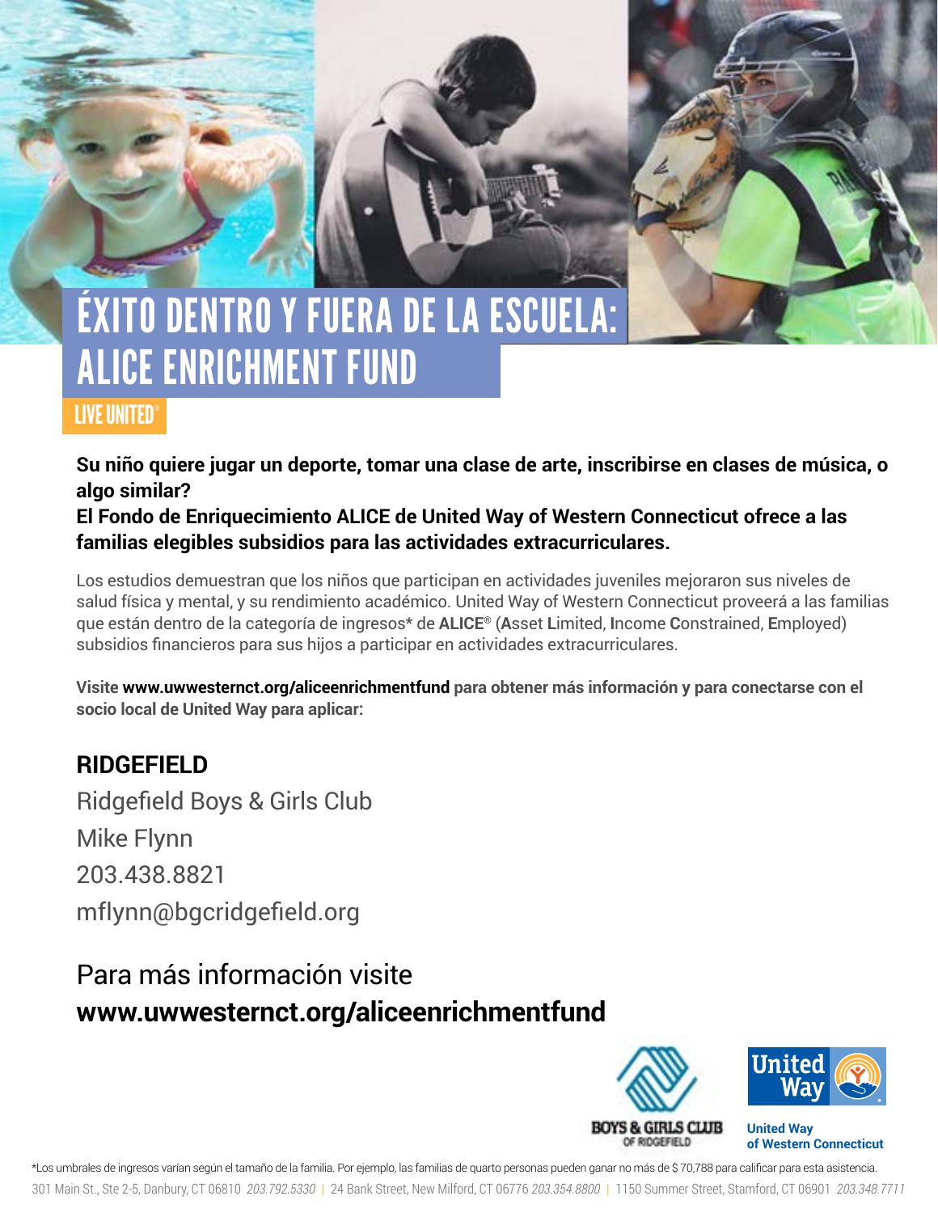# ÉXITO DENTRO Y FUERA DE LA ESCUELA: ALICE ENRICHMENT FUND

LIVE UNITED®

**Su niño quiere jugar un deporte, tomar una clase de arte, inscribirse en clases de música, o algo similar?**
**El Fondo de Enriquecimiento ALICE de United Way of Western Connecticut ofrece a las familias elegibles subsidios para las actividades extracurriculares.**

Los estudios demuestran que los niños que participan en actividades juveniles mejoraron sus niveles de salud física y mental, y su rendimiento académico. United Way of Western Connecticut proveerá a las familias que están dentro de la categoría de ingresos* de **ALICE®** (**A**sset **L**imited, **I**ncome **C**onstrained, **E**mployed) subsidios financieros para sus hijos a participar en actividades extracurriculares.

**Visite www.uwwesternct.org/aliceenrichmentfund para obtener más información y para conectarse con el socio local de United Way para aplicar:**

## RIDGEFIELD

Ridgefield Boys & Girls Club
Mike Flynn
203.438.8821
mflynn@bgcridgefield.org

Para más información visite
**www.uwwesternct.org/aliceenrichmentfund**

BOYS & GIRLS CLUB OF RIDGEFIELD

United Way
United Way of Western Connecticut

*Los umbrales de ingresos varían según el tamaño de la familia. Por ejemplo, las familias de quarto personas pueden ganar no más de $ 70,788 para calificar para esta asistencia.

301 Main St., Ste 2-5, Danbury, CT 06810 *203.792.5330* | 24 Bank Street, New Milford, CT 06776 *203.354.8800* | 1150 Summer Street, Stamford, CT 06901 *203.348.7711*